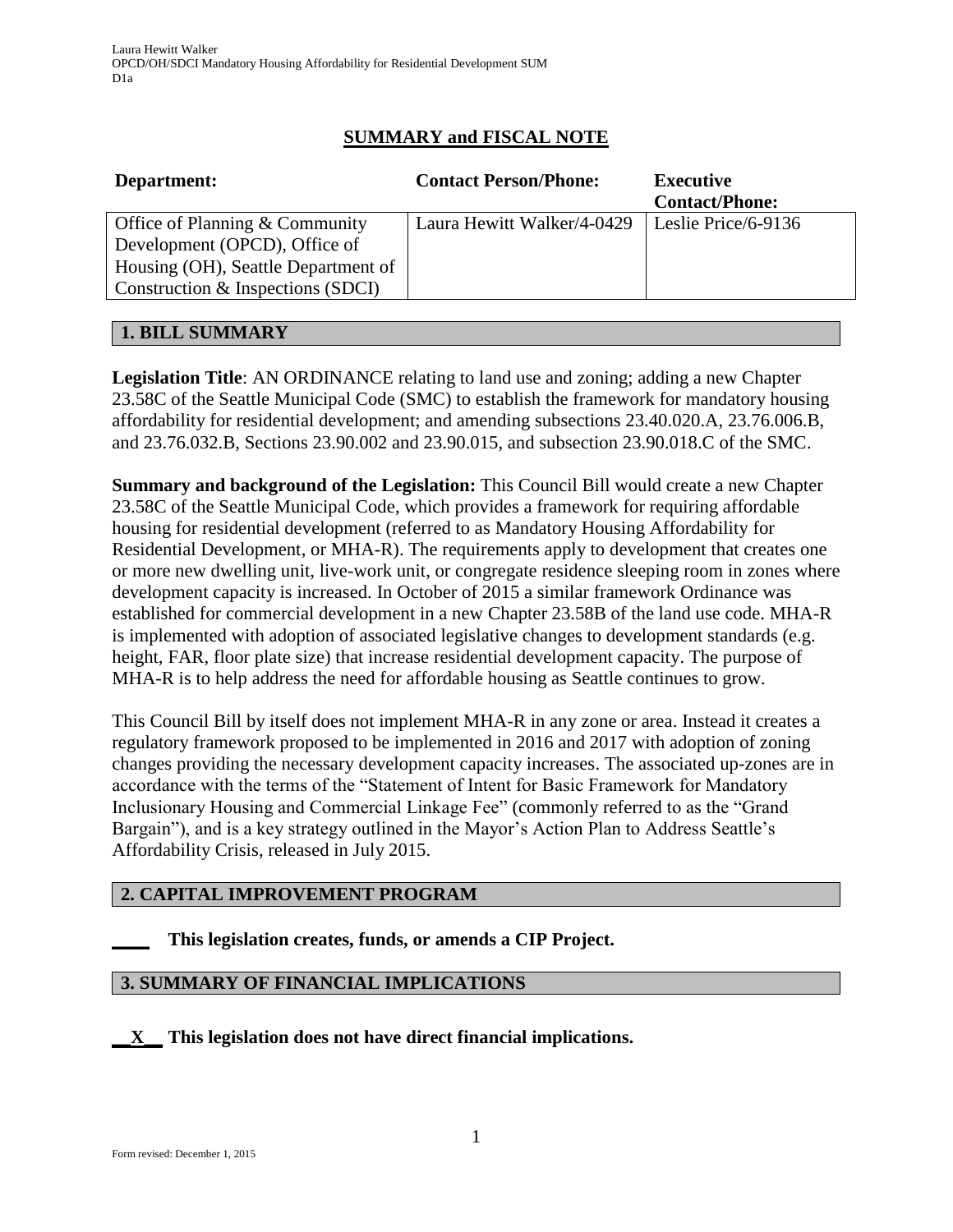# SUMMARY and FISCAL NOTE

| Department: | Contact Person/Phone: | Executive Contact/Phone: |
|---|---|---|
| Office of Planning & Community Development (OPCD), Office of Housing (OH), Seattle Department of Construction & Inspections (SDCI) | Laura Hewitt Walker/4-0429 | Leslie Price/6-9136 |

## 1. BILL SUMMARY

**Legislation Title**: AN ORDINANCE relating to land use and zoning; adding a new Chapter 23.58C of the Seattle Municipal Code (SMC) to establish the framework for mandatory housing affordability for residential development; and amending subsections 23.40.020.A, 23.76.006.B, and 23.76.032.B, Sections 23.90.002 and 23.90.015, and subsection 23.90.018.C of the SMC.

**Summary and background of the Legislation:** This Council Bill would create a new Chapter 23.58C of the Seattle Municipal Code, which provides a framework for requiring affordable housing for residential development (referred to as Mandatory Housing Affordability for Residential Development, or MHA-R). The requirements apply to development that creates one or more new dwelling unit, live-work unit, or congregate residence sleeping room in zones where development capacity is increased. In October of 2015 a similar framework Ordinance was established for commercial development in a new Chapter 23.58B of the land use code. MHA-R is implemented with adoption of associated legislative changes to development standards (e.g. height, FAR, floor plate size) that increase residential development capacity. The purpose of MHA-R is to help address the need for affordable housing as Seattle continues to grow.

This Council Bill by itself does not implement MHA-R in any zone or area. Instead it creates a regulatory framework proposed to be implemented in 2016 and 2017 with adoption of zoning changes providing the necessary development capacity increases. The associated up-zones are in accordance with the terms of the "Statement of Intent for Basic Framework for Mandatory Inclusionary Housing and Commercial Linkage Fee" (commonly referred to as the "Grand Bargain"), and is a key strategy outlined in the Mayor's Action Plan to Address Seattle's Affordability Crisis, released in July 2015.

## 2. CAPITAL IMPROVEMENT PROGRAM

**____ This legislation creates, funds, or amends a CIP Project.**

## 3. SUMMARY OF FINANCIAL IMPLICATIONS

**__X__ This legislation does not have direct financial implications.**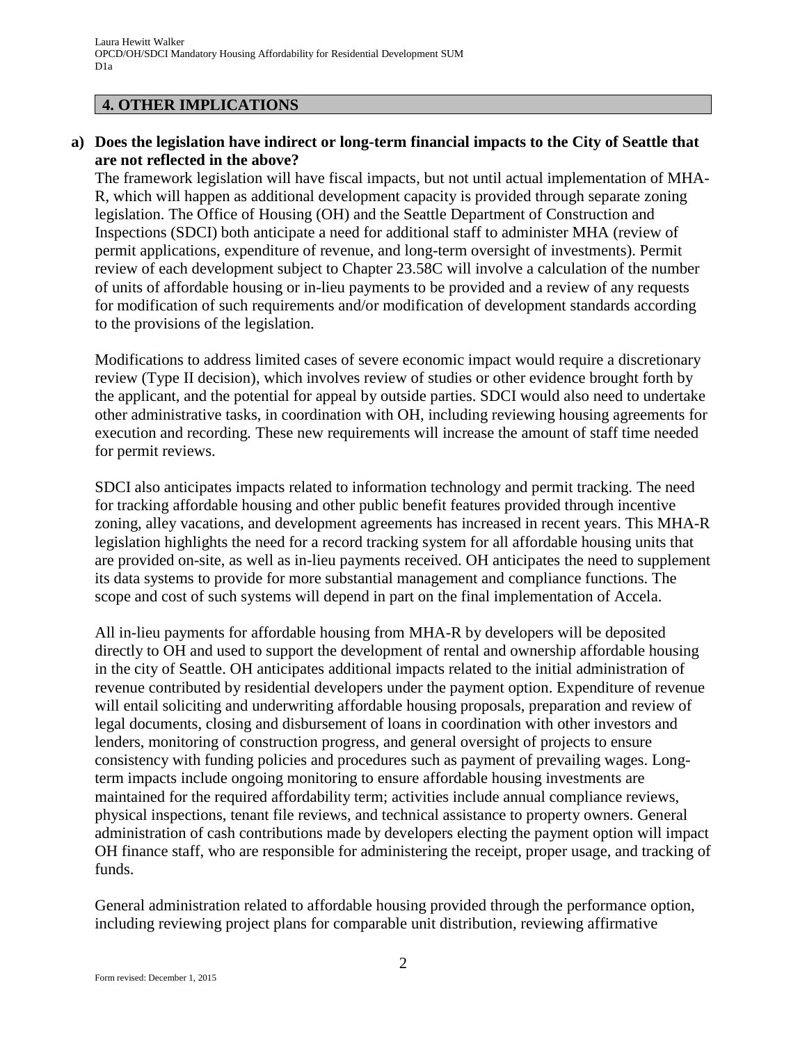## 4. OTHER IMPLICATIONS

**a) Does the legislation have indirect or long-term financial impacts to the City of Seattle that are not reflected in the above?**

The framework legislation will have fiscal impacts, but not until actual implementation of MHA-R, which will happen as additional development capacity is provided through separate zoning legislation. The Office of Housing (OH) and the Seattle Department of Construction and Inspections (SDCI) both anticipate a need for additional staff to administer MHA (review of permit applications, expenditure of revenue, and long-term oversight of investments). Permit review of each development subject to Chapter 23.58C will involve a calculation of the number of units of affordable housing or in-lieu payments to be provided and a review of any requests for modification of such requirements and/or modification of development standards according to the provisions of the legislation.

Modifications to address limited cases of severe economic impact would require a discretionary review (Type II decision), which involves review of studies or other evidence brought forth by the applicant, and the potential for appeal by outside parties. SDCI would also need to undertake other administrative tasks, in coordination with OH, including reviewing housing agreements for execution and recording. These new requirements will increase the amount of staff time needed for permit reviews.

SDCI also anticipates impacts related to information technology and permit tracking. The need for tracking affordable housing and other public benefit features provided through incentive zoning, alley vacations, and development agreements has increased in recent years. This MHA-R legislation highlights the need for a record tracking system for all affordable housing units that are provided on-site, as well as in-lieu payments received. OH anticipates the need to supplement its data systems to provide for more substantial management and compliance functions. The scope and cost of such systems will depend in part on the final implementation of Accela.

All in-lieu payments for affordable housing from MHA-R by developers will be deposited directly to OH and used to support the development of rental and ownership affordable housing in the city of Seattle. OH anticipates additional impacts related to the initial administration of revenue contributed by residential developers under the payment option. Expenditure of revenue will entail soliciting and underwriting affordable housing proposals, preparation and review of legal documents, closing and disbursement of loans in coordination with other investors and lenders, monitoring of construction progress, and general oversight of projects to ensure consistency with funding policies and procedures such as payment of prevailing wages. Long-term impacts include ongoing monitoring to ensure affordable housing investments are maintained for the required affordability term; activities include annual compliance reviews, physical inspections, tenant file reviews, and technical assistance to property owners. General administration of cash contributions made by developers electing the payment option will impact OH finance staff, who are responsible for administering the receipt, proper usage, and tracking of funds.

General administration related to affordable housing provided through the performance option, including reviewing project plans for comparable unit distribution, reviewing affirmative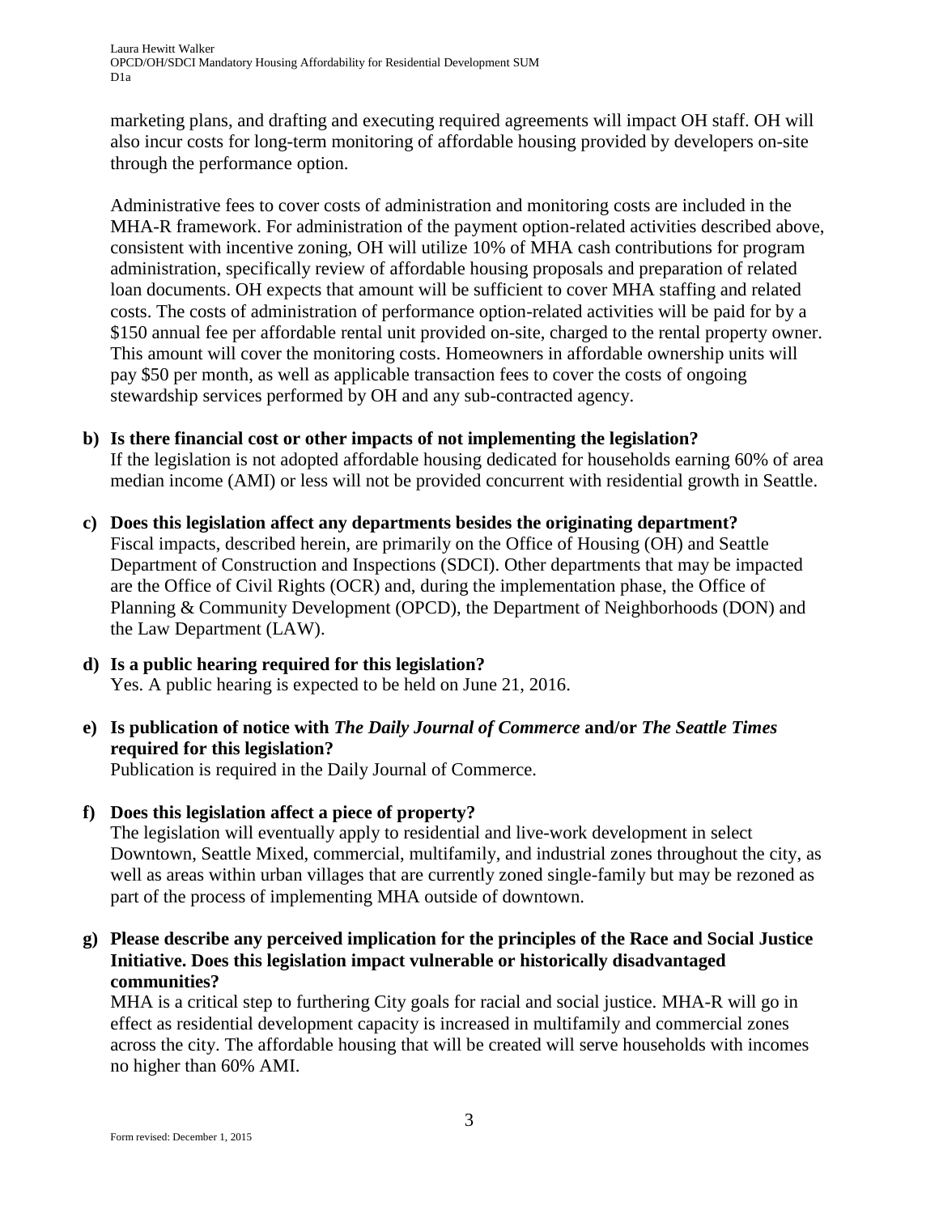marketing plans, and drafting and executing required agreements will impact OH staff. OH will also incur costs for long-term monitoring of affordable housing provided by developers on-site through the performance option.

Administrative fees to cover costs of administration and monitoring costs are included in the MHA-R framework. For administration of the payment option-related activities described above, consistent with incentive zoning, OH will utilize 10% of MHA cash contributions for program administration, specifically review of affordable housing proposals and preparation of related loan documents. OH expects that amount will be sufficient to cover MHA staffing and related costs. The costs of administration of performance option-related activities will be paid for by a $150 annual fee per affordable rental unit provided on-site, charged to the rental property owner. This amount will cover the monitoring costs. Homeowners in affordable ownership units will pay $50 per month, as well as applicable transaction fees to cover the costs of ongoing stewardship services performed by OH and any sub-contracted agency.

**b) Is there financial cost or other impacts of not implementing the legislation?**
If the legislation is not adopted affordable housing dedicated for households earning 60% of area median income (AMI) or less will not be provided concurrent with residential growth in Seattle.

**c) Does this legislation affect any departments besides the originating department?**
Fiscal impacts, described herein, are primarily on the Office of Housing (OH) and Seattle Department of Construction and Inspections (SDCI). Other departments that may be impacted are the Office of Civil Rights (OCR) and, during the implementation phase, the Office of Planning & Community Development (OPCD), the Department of Neighborhoods (DON) and the Law Department (LAW).

**d) Is a public hearing required for this legislation?**
Yes. A public hearing is expected to be held on June 21, 2016.

**e) Is publication of notice with *The Daily Journal of Commerce* and/or *The Seattle Times* required for this legislation?**
Publication is required in the Daily Journal of Commerce.

**f) Does this legislation affect a piece of property?**
The legislation will eventually apply to residential and live-work development in select Downtown, Seattle Mixed, commercial, multifamily, and industrial zones throughout the city, as well as areas within urban villages that are currently zoned single-family but may be rezoned as part of the process of implementing MHA outside of downtown.

**g) Please describe any perceived implication for the principles of the Race and Social Justice Initiative. Does this legislation impact vulnerable or historically disadvantaged communities?**
MHA is a critical step to furthering City goals for racial and social justice. MHA-R will go in effect as residential development capacity is increased in multifamily and commercial zones across the city. The affordable housing that will be created will serve households with incomes no higher than 60% AMI.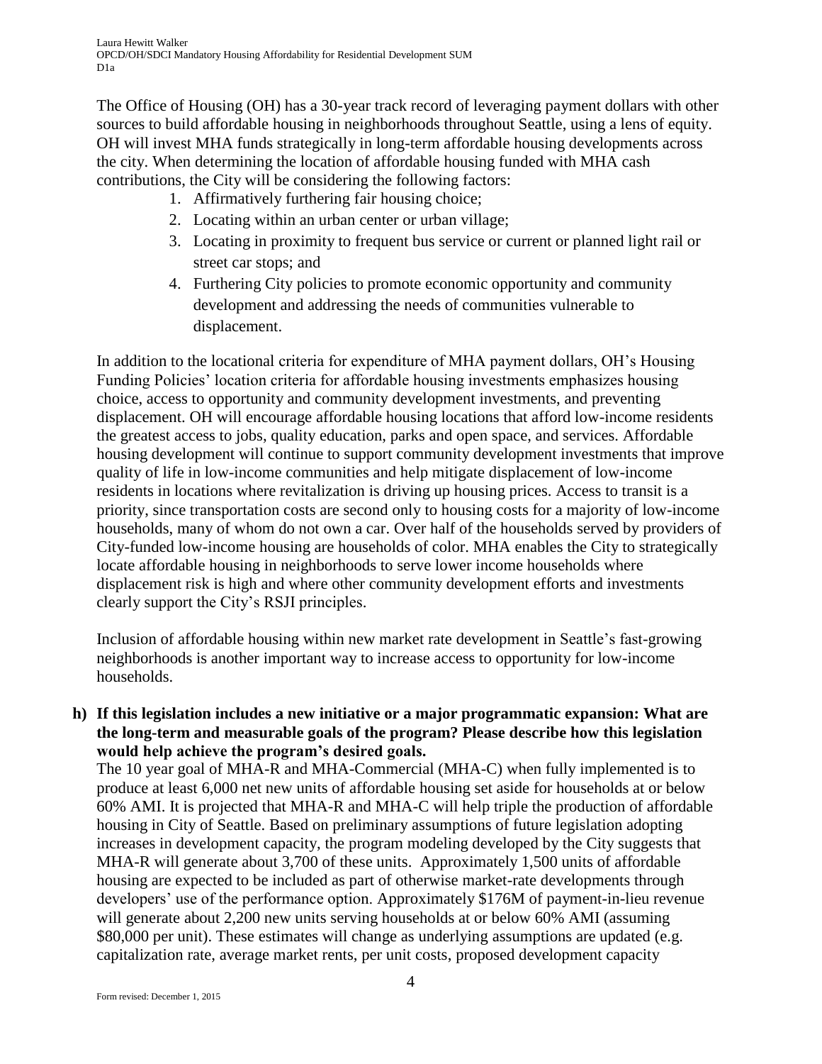The Office of Housing (OH) has a 30-year track record of leveraging payment dollars with other sources to build affordable housing in neighborhoods throughout Seattle, using a lens of equity. OH will invest MHA funds strategically in long-term affordable housing developments across the city. When determining the location of affordable housing funded with MHA cash contributions, the City will be considering the following factors:

1. Affirmatively furthering fair housing choice;
2. Locating within an urban center or urban village;
3. Locating in proximity to frequent bus service or current or planned light rail or street car stops; and
4. Furthering City policies to promote economic opportunity and community development and addressing the needs of communities vulnerable to displacement.

In addition to the locational criteria for expenditure of MHA payment dollars, OH's Housing Funding Policies' location criteria for affordable housing investments emphasizes housing choice, access to opportunity and community development investments, and preventing displacement. OH will encourage affordable housing locations that afford low-income residents the greatest access to jobs, quality education, parks and open space, and services. Affordable housing development will continue to support community development investments that improve quality of life in low-income communities and help mitigate displacement of low-income residents in locations where revitalization is driving up housing prices. Access to transit is a priority, since transportation costs are second only to housing costs for a majority of low-income households, many of whom do not own a car. Over half of the households served by providers of City-funded low-income housing are households of color. MHA enables the City to strategically locate affordable housing in neighborhoods to serve lower income households where displacement risk is high and where other community development efforts and investments clearly support the City's RSJI principles.

Inclusion of affordable housing within new market rate development in Seattle's fast-growing neighborhoods is another important way to increase access to opportunity for low-income households.

**h) If this legislation includes a new initiative or a major programmatic expansion: What are the long-term and measurable goals of the program? Please describe how this legislation would help achieve the program's desired goals.**

The 10 year goal of MHA-R and MHA-Commercial (MHA-C) when fully implemented is to produce at least 6,000 net new units of affordable housing set aside for households at or below 60% AMI. It is projected that MHA-R and MHA-C will help triple the production of affordable housing in City of Seattle. Based on preliminary assumptions of future legislation adopting increases in development capacity, the program modeling developed by the City suggests that MHA-R will generate about 3,700 of these units. Approximately 1,500 units of affordable housing are expected to be included as part of otherwise market-rate developments through developers' use of the performance option. Approximately $176M of payment-in-lieu revenue will generate about 2,200 new units serving households at or below 60% AMI (assuming $80,000 per unit). These estimates will change as underlying assumptions are updated (e.g. capitalization rate, average market rents, per unit costs, proposed development capacity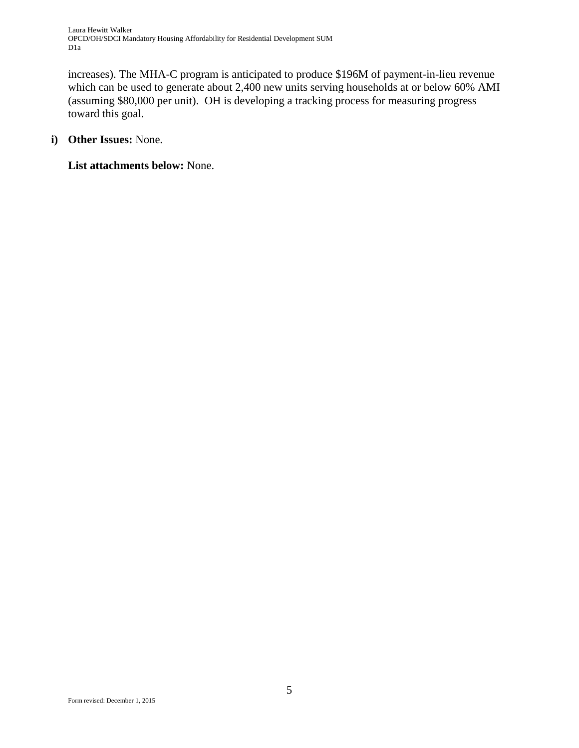increases). The MHA-C program is anticipated to produce $196M of payment-in-lieu revenue which can be used to generate about 2,400 new units serving households at or below 60% AMI (assuming $80,000 per unit). OH is developing a tracking process for measuring progress toward this goal.

**i) Other Issues:** None.

**List attachments below:** None.